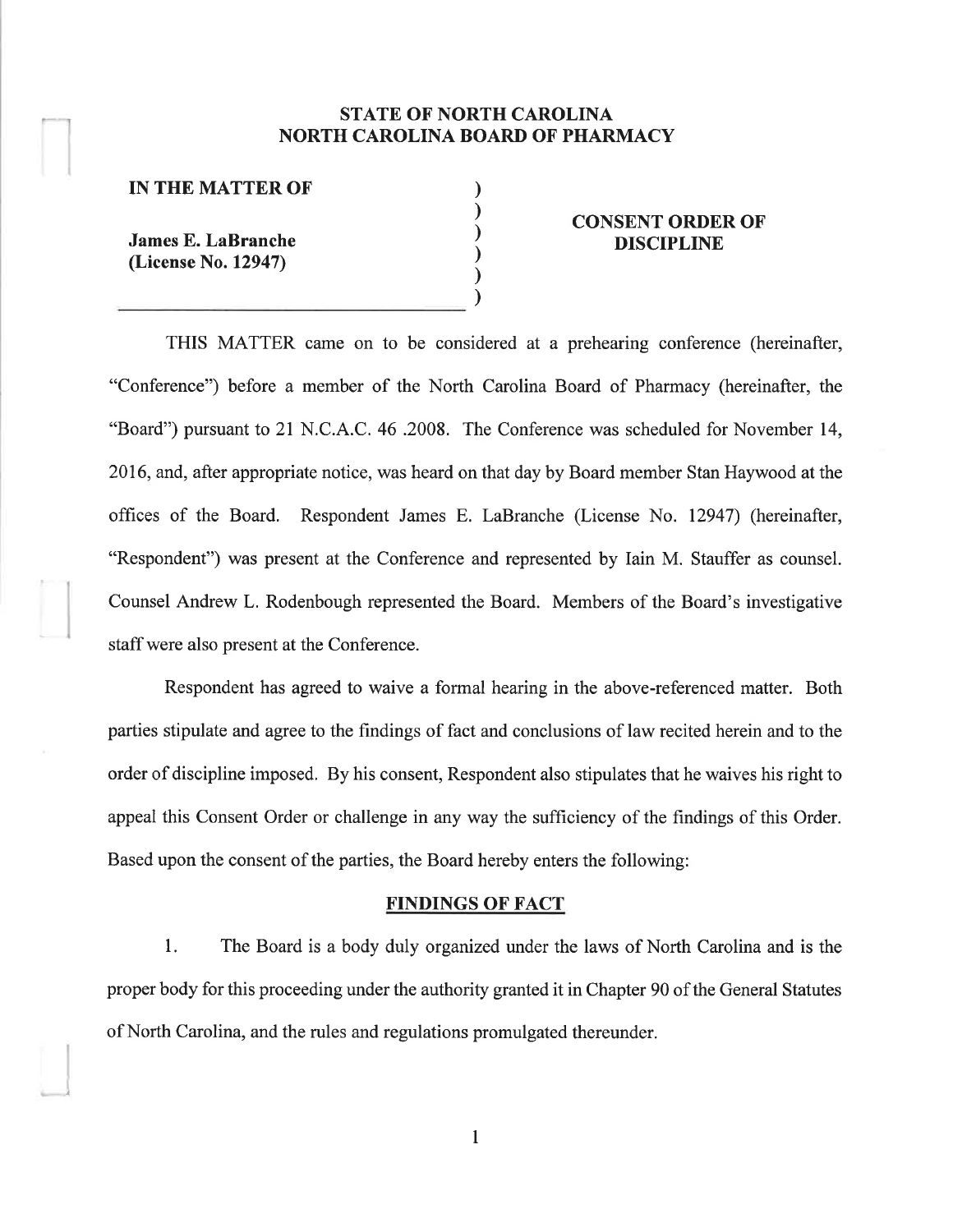**STATE OF NORTH CAROLINA**
**NORTH CAROLINA BOARD OF PHARMACY**

| | |
|---|---|
| **IN THE MATTER OF** | |
| **James E. LaBranche (License No. 12947)** | **CONSENT ORDER OF DISCIPLINE** |

THIS MATTER came on to be considered at a prehearing conference (hereinafter, "Conference") before a member of the North Carolina Board of Pharmacy (hereinafter, the "Board") pursuant to 21 N.C.A.C. 46 .2008. The Conference was scheduled for November 14, 2016, and, after appropriate notice, was heard on that day by Board member Stan Haywood at the offices of the Board. Respondent James E. LaBranche (License No. 12947) (hereinafter, "Respondent") was present at the Conference and represented by Iain M. Stauffer as counsel. Counsel Andrew L. Rodenbough represented the Board. Members of the Board's investigative staff were also present at the Conference.

Respondent has agreed to waive a formal hearing in the above-referenced matter. Both parties stipulate and agree to the findings of fact and conclusions of law recited herein and to the order of discipline imposed. By his consent, Respondent also stipulates that he waives his right to appeal this Consent Order or challenge in any way the sufficiency of the findings of this Order. Based upon the consent of the parties, the Board hereby enters the following:

## FINDINGS OF FACT

1. The Board is a body duly organized under the laws of North Carolina and is the proper body for this proceeding under the authority granted it in Chapter 90 of the General Statutes of North Carolina, and the rules and regulations promulgated thereunder.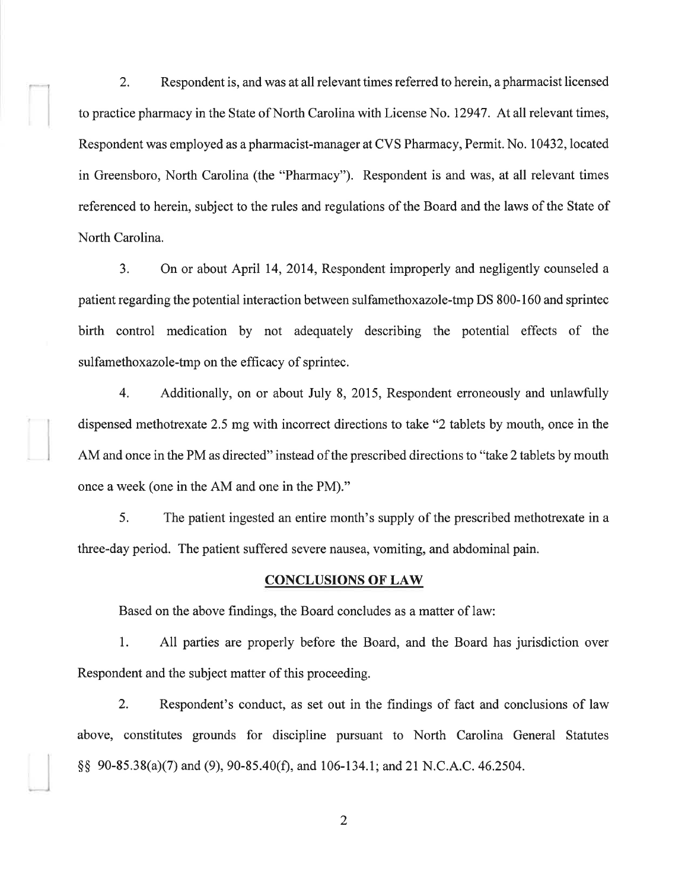2. Respondent is, and was at all relevant times referred to herein, a pharmacist licensed to practice pharmacy in the State of North Carolina with License No. 12947. At all relevant times, Respondent was employed as a pharmacist-manager at CVS Pharmacy, Permit. No. 10432, located in Greensboro, North Carolina (the "Pharmacy"). Respondent is and was, at all relevant times referenced to herein, subject to the rules and regulations of the Board and the laws of the State of North Carolina.

3. On or about April 14, 2014, Respondent improperly and negligently counseled a patient regarding the potential interaction between sulfamethoxazole-tmp DS 800-160 and sprintec birth control medication by not adequately describing the potential effects of the sulfamethoxazole-tmp on the efficacy of sprintec.

4. Additionally, on or about July 8, 2015, Respondent erroneously and unlawfully dispensed methotrexate 2.5 mg with incorrect directions to take "2 tablets by mouth, once in the AM and once in the PM as directed" instead of the prescribed directions to "take 2 tablets by mouth once a week (one in the AM and one in the PM)."

5. The patient ingested an entire month's supply of the prescribed methotrexate in a three-day period. The patient suffered severe nausea, vomiting, and abdominal pain.

## CONCLUSIONS OF LAW

Based on the above findings, the Board concludes as a matter of law:

1. All parties are properly before the Board, and the Board has jurisdiction over Respondent and the subject matter of this proceeding.

2. Respondent's conduct, as set out in the findings of fact and conclusions of law above, constitutes grounds for discipline pursuant to North Carolina General Statutes §§ 90-85.38(a)(7) and (9), 90-85.40(f), and 106-134.1; and 21 N.C.A.C. 46.2504.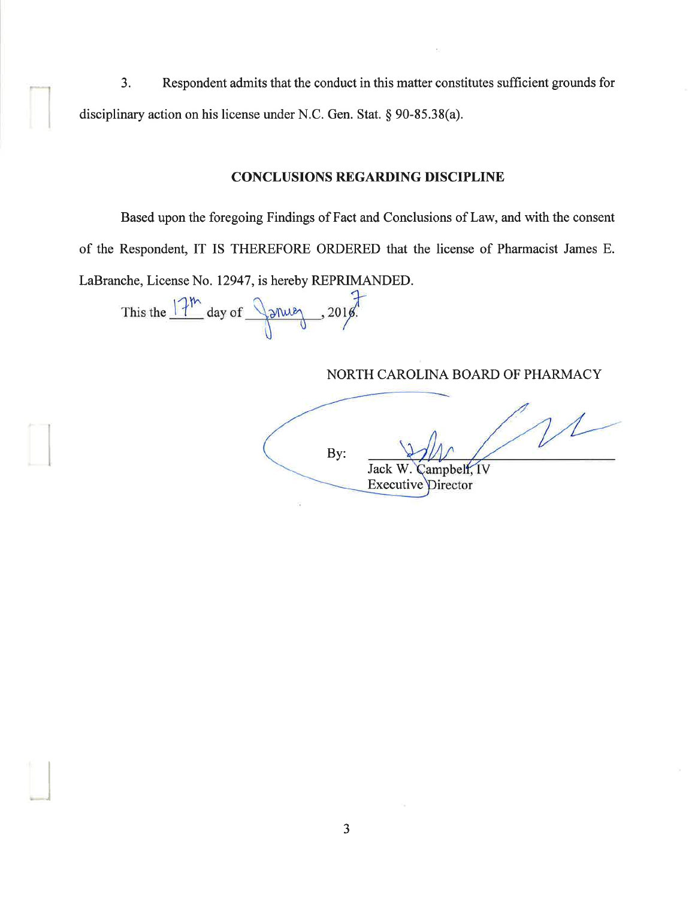3. Respondent admits that the conduct in this matter constitutes sufficient grounds for disciplinary action on his license under N.C. Gen. Stat. § 90-85.38(a).

## CONCLUSIONS REGARDING DISCIPLINE

Based upon the foregoing Findings of Fact and Conclusions of Law, and with the consent of the Respondent, IT IS THEREFORE ORDERED that the license of Pharmacist James E. LaBranche, License No. 12947, is hereby REPRIMANDED.

This the 17th day of January, 2017.

NORTH CAROLINA BOARD OF PHARMACY

By: ______________________________
Jack W. Campbell, IV
Executive Director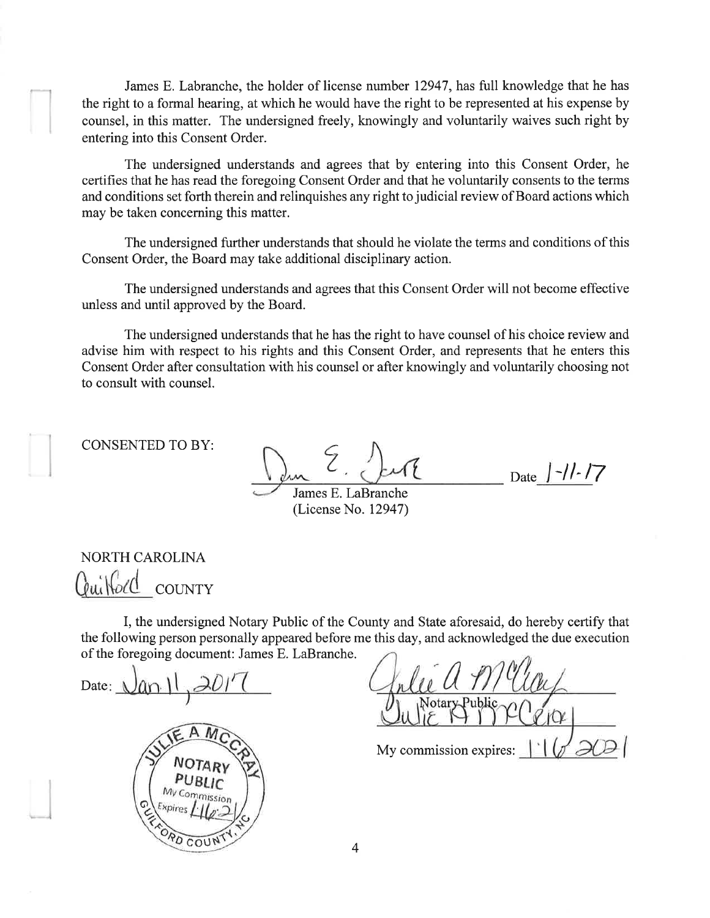James E. Labranche, the holder of license number 12947, has full knowledge that he has the right to a formal hearing, at which he would have the right to be represented at his expense by counsel, in this matter. The undersigned freely, knowingly and voluntarily waives such right by entering into this Consent Order.

The undersigned understands and agrees that by entering into this Consent Order, he certifies that he has read the foregoing Consent Order and that he voluntarily consents to the terms and conditions set forth therein and relinquishes any right to judicial review of Board actions which may be taken concerning this matter.

The undersigned further understands that should he violate the terms and conditions of this Consent Order, the Board may take additional disciplinary action.

The undersigned understands and agrees that this Consent Order will not become effective unless and until approved by the Board.

The undersigned understands that he has the right to have counsel of his choice review and advise him with respect to his rights and this Consent Order, and represents that he enters this Consent Order after consultation with his counsel or after knowingly and voluntarily choosing not to consult with counsel.

CONSENTED TO BY:

_______________________ Date 1-11-17
James E. LaBranche
(License No. 12947)

NORTH CAROLINA
Guilford COUNTY

I, the undersigned Notary Public of the County and State aforesaid, do hereby certify that the following person personally appeared before me this day, and acknowledged the due execution of the foregoing document: James E. LaBranche.

Date: Jan. 11, 2017

_______________________
Notary Public
Julie A McCray

My commission expires: 1-16-2021

JULIE A MCCRAY
NOTARY PUBLIC
My Commission Expires 1-16-21
GUILFORD COUNTY, NC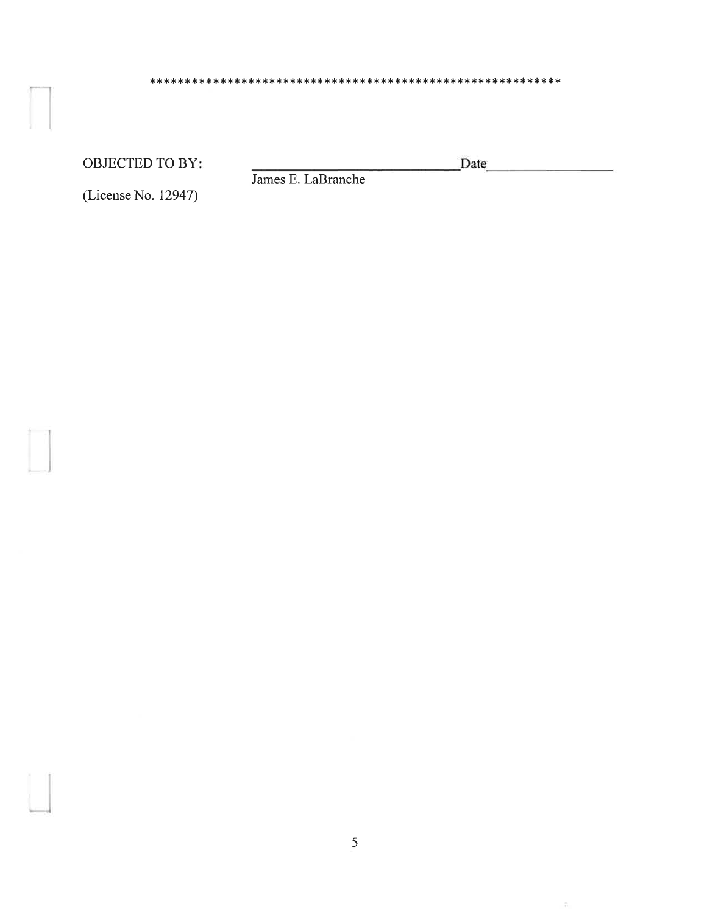************************************************************

OBJECTED TO BY: ______________________________ Date __________________

James E. LaBranche

(License No. 12947)